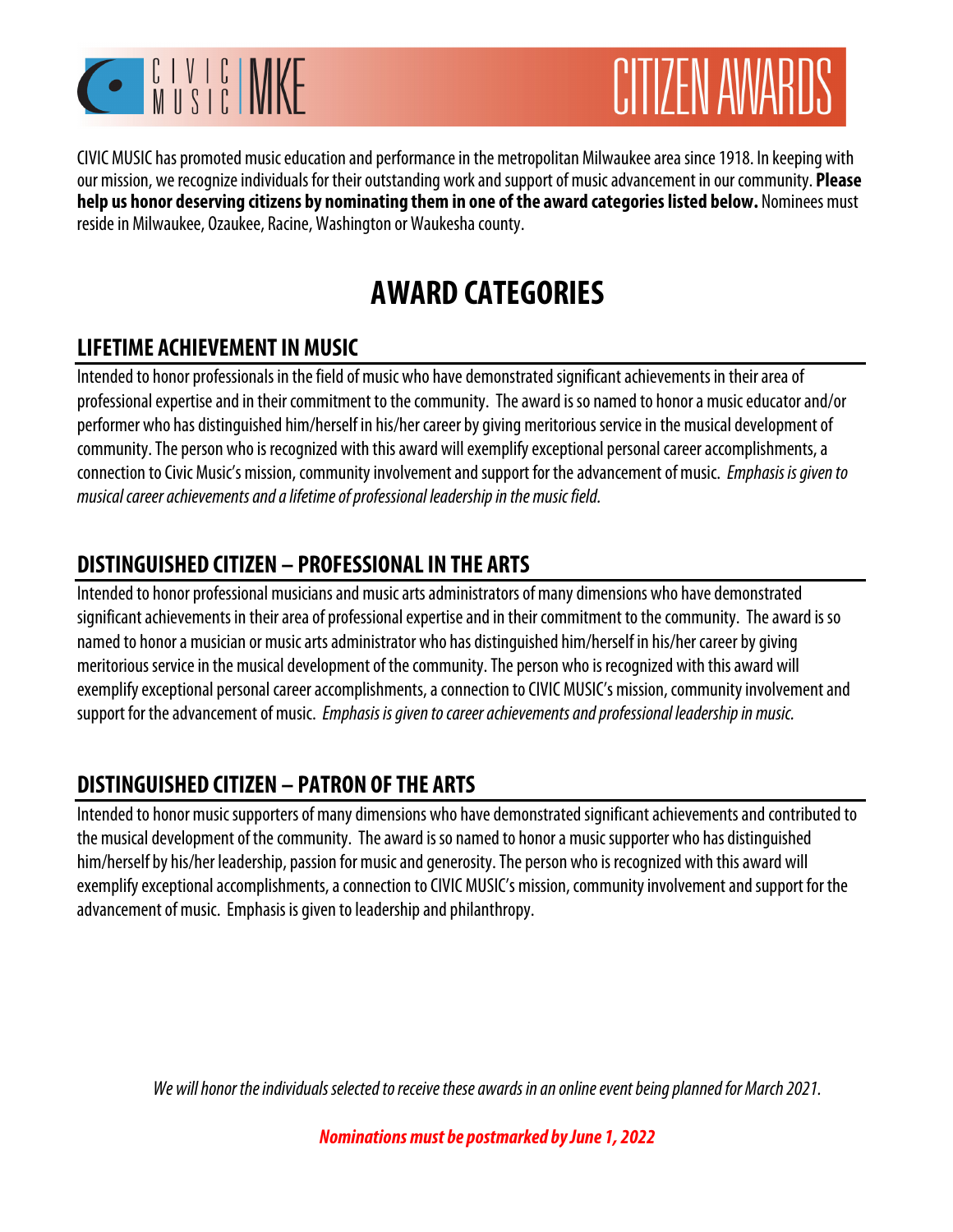CIVIC MUSIC MKE

# CITIZEN AWARDS

CIVIC MUSIC has promoted music education and performance in the metropolitan Milwaukee area since 1918. In keeping with our mission, we recognize individuals for their outstanding work and support of music advancement in our community. **Please help us honor deserving citizens by nominating them in one of the award categories listed below.** Nominees must reside in Milwaukee, Ozaukee, Racine, Washington or Waukesha county.

# AWARD CATEGORIES

## LIFETIME ACHIEVEMENT IN MUSIC

Intended to honor professionals in the field of music who have demonstrated significant achievements in their area of professional expertise and in their commitment to the community. The award is so named to honor a music educator and/or performer who has distinguished him/herself in his/her career by giving meritorious service in the musical development of community. The person who is recognized with this award will exemplify exceptional personal career accomplishments, a connection to Civic Music's mission, community involvement and support for the advancement of music. *Emphasis is given to musical career achievements and a lifetime of professional leadership in the music field.*

## DISTINGUISHED CITIZEN – PROFESSIONAL IN THE ARTS

Intended to honor professional musicians and music arts administrators of many dimensions who have demonstrated significant achievements in their area of professional expertise and in their commitment to the community. The award is so named to honor a musician or music arts administrator who has distinguished him/herself in his/her career by giving meritorious service in the musical development of the community. The person who is recognized with this award will exemplify exceptional personal career accomplishments, a connection to CIVIC MUSIC's mission, community involvement and support for the advancement of music. *Emphasis is given to career achievements and professional leadership in music.*

## DISTINGUISHED CITIZEN – PATRON OF THE ARTS

Intended to honor music supporters of many dimensions who have demonstrated significant achievements and contributed to the musical development of the community. The award is so named to honor a music supporter who has distinguished him/herself by his/her leadership, passion for music and generosity. The person who is recognized with this award will exemplify exceptional accomplishments, a connection to CIVIC MUSIC's mission, community involvement and support for the advancement of music. Emphasis is given to leadership and philanthropy.

*We will honor the individuals selected to receive these awards in an online event being planned for March 2021.*

***Nominations must be postmarked by June 1, 2022***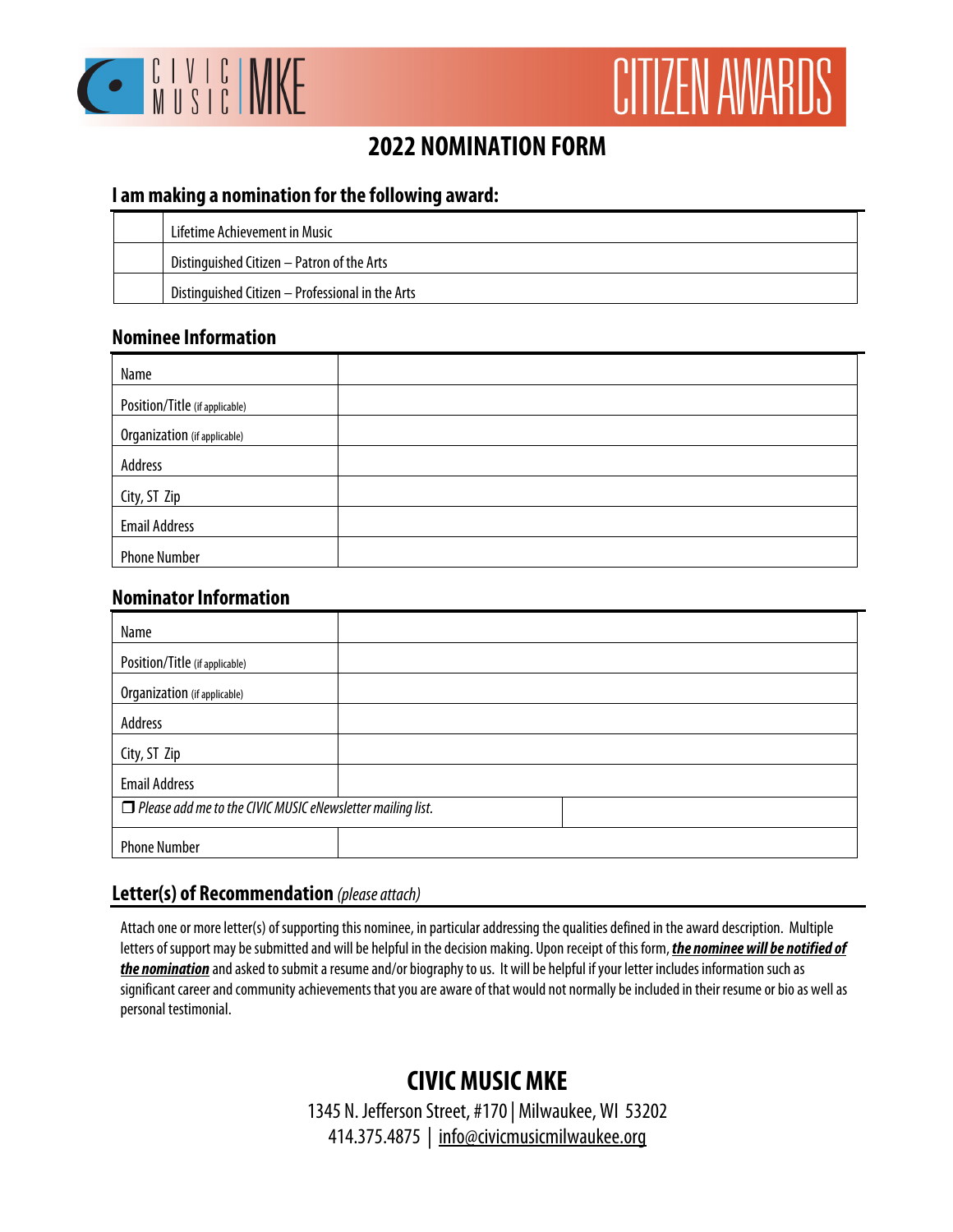CIVIC MUSIC MKE

# CITIZEN AWARDS

## 2022 NOMINATION FORM

### I am making a nomination for the following award:

| | |
|---|---|
| | Lifetime Achievement in Music |
| | Distinguished Citizen – Patron of the Arts |
| | Distinguished Citizen – Professional in the Arts |

### Nominee Information

| | |
|---|---|
| Name | |
| Position/Title (if applicable) | |
| Organization (if applicable) | |
| Address | |
| City, ST Zip | |
| Email Address | |
| Phone Number | |

### Nominator Information

| | |
|---|---|
| Name | |
| Position/Title (if applicable) | |
| Organization (if applicable) | |
| Address | |
| City, ST Zip | |
| Email Address | |
| ❐ *Please add me to the CIVIC MUSIC eNewsletter mailing list.* | |
| Phone Number | |

### Letter(s) of Recommendation *(please attach)*

Attach one or more letter(s) of supporting this nominee, in particular addressing the qualities defined in the award description. Multiple letters of support may be submitted and will be helpful in the decision making. Upon receipt of this form, ***the nominee will be notified of the nomination*** and asked to submit a resume and/or biography to us. It will be helpful if your letter includes information such as significant career and community achievements that you are aware of that would not normally be included in their resume or bio as well as personal testimonial.

## CIVIC MUSIC MKE

1345 N. Jefferson Street, #170 | Milwaukee, WI 53202

414.375.4875 | info@civicmusicmilwaukee.org